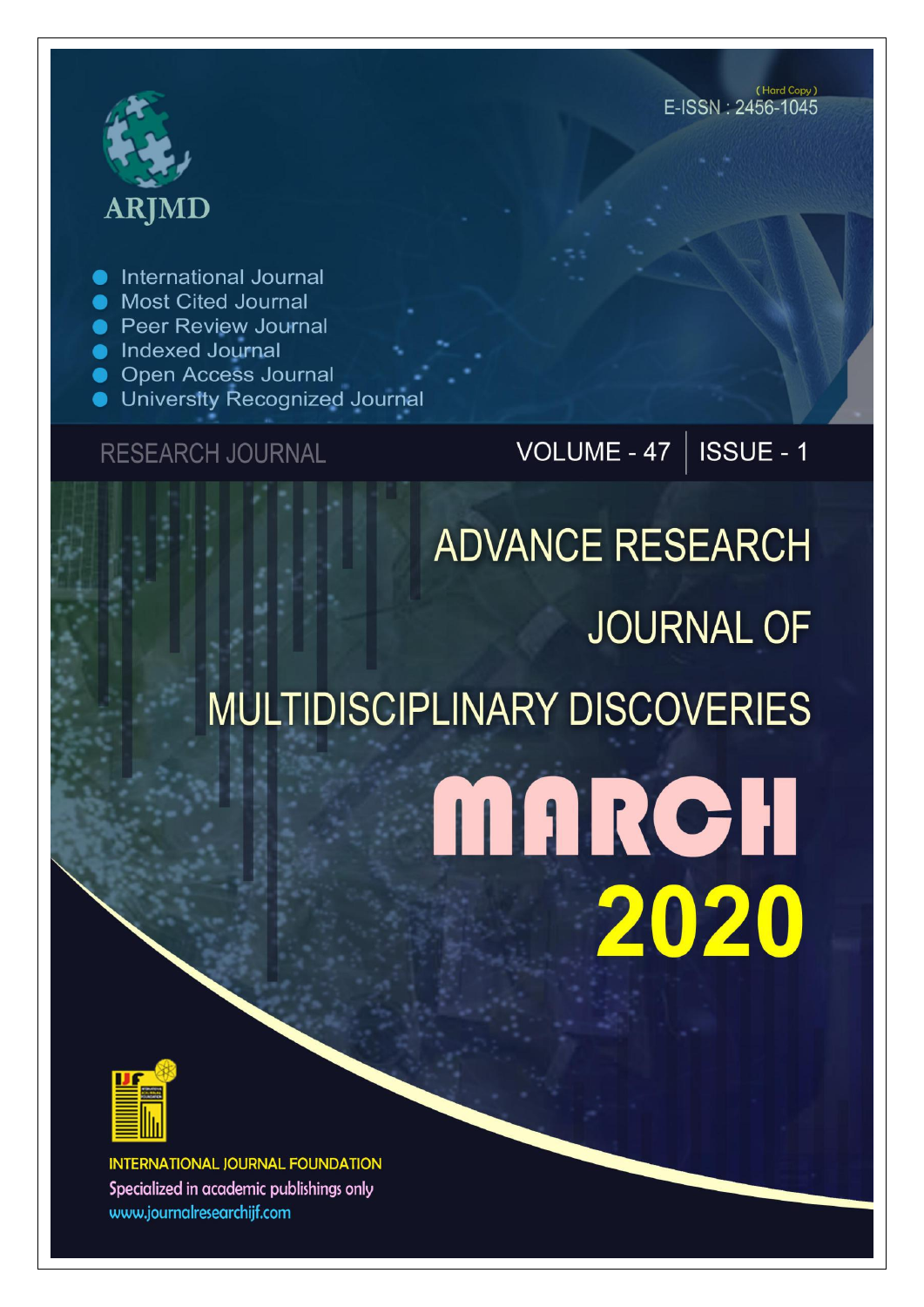ARJMD

(Hard Copy)
E-ISSN : 2456-1045

- International Journal
- Most Cited Journal
- Peer Review Journal
- Indexed Journal
- Open Access Journal
- University Recognized Journal

RESEARCH JOURNAL

VOLUME - 47 | ISSUE - 1

# ADVANCE RESEARCH JOURNAL OF MULTIDISCIPLINARY DISCOVERIES

## MARCH 2020

INTERNATIONAL JOURNAL FOUNDATION

Specialized in academic publishings only

www.journalresearchijf.com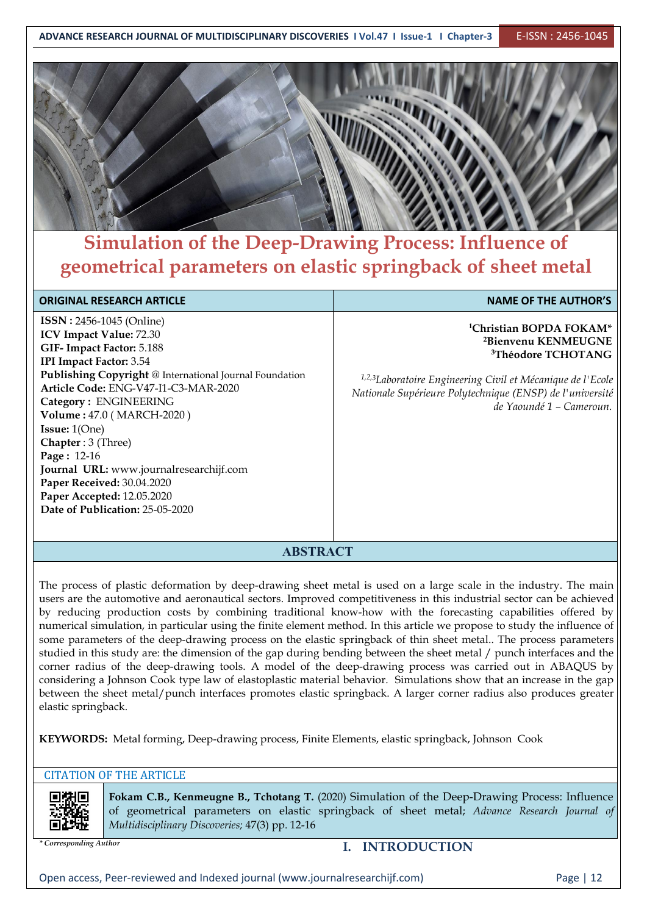# Simulation of the Deep-Drawing Process: Influence of geometrical parameters on elastic springback of sheet metal

| ORIGINAL RESEARCH ARTICLE | NAME OF THE AUTHOR'S |
|---|---|
| **ISSN :** 2456-1045 (Online)<br>**ICV Impact Value:** 72.30<br>**GIF- Impact Factor:** 5.188<br>**IPI Impact Factor:** 3.54<br>**Publishing Copyright** @ International Journal Foundation<br>**Article Code:** ENG-V47-I1-C3-MAR-2020<br>**Category :** ENGINEERING<br>**Volume :** 47.0 ( MARCH-2020 )<br>**Issue:** 1(One)<br>**Chapter** : 3 (Three)<br>**Page :** 12-16<br>**Journal URL:** www.journalresearchijf.com<br>**Paper Received:** 30.04.2020<br>**Paper Accepted:** 12.05.2020<br>**Date of Publication:** 25-05-2020 | **[1]Christian BOPDA FOKAM***<br>**[2]Bienvenu KENMEUGNE**<br>**[3]Théodore TCHOTANG**<br><br>*[1,2,3]Laboratoire Engineering Civil et Mécanique de l'Ecole Nationale Supérieure Polytechnique (ENSP) de l'université de Yaoundé 1 – Cameroun.* |

## ABSTRACT

The process of plastic deformation by deep-drawing sheet metal is used on a large scale in the industry. The main users are the automotive and aeronautical sectors. Improved competitiveness in this industrial sector can be achieved by reducing production costs by combining traditional know-how with the forecasting capabilities offered by numerical simulation, in particular using the finite element method. In this article we propose to study the influence of some parameters of the deep-drawing process on the elastic springback of thin sheet metal.. The process parameters studied in this study are: the dimension of the gap during bending between the sheet metal / punch interfaces and the corner radius of the deep-drawing tools. A model of the deep-drawing process was carried out in ABAQUS by considering a Johnson Cook type law of elastoplastic material behavior. Simulations show that an increase in the gap between the sheet metal/punch interfaces promotes elastic springback. A larger corner radius also produces greater elastic springback.

**KEYWORDS:** Metal forming, Deep-drawing process, Finite Elements, elastic springback, Johnson Cook

CITATION OF THE ARTICLE

**Fokam C.B., Kenmeugne B., Tchotang T.** (2020) Simulation of the Deep-Drawing Process: Influence of geometrical parameters on elastic springback of sheet metal; *Advance Research Journal of Multidisciplinary Discoveries;* 47(3) pp. 12-16

*\* Corresponding Author*

## I. INTRODUCTION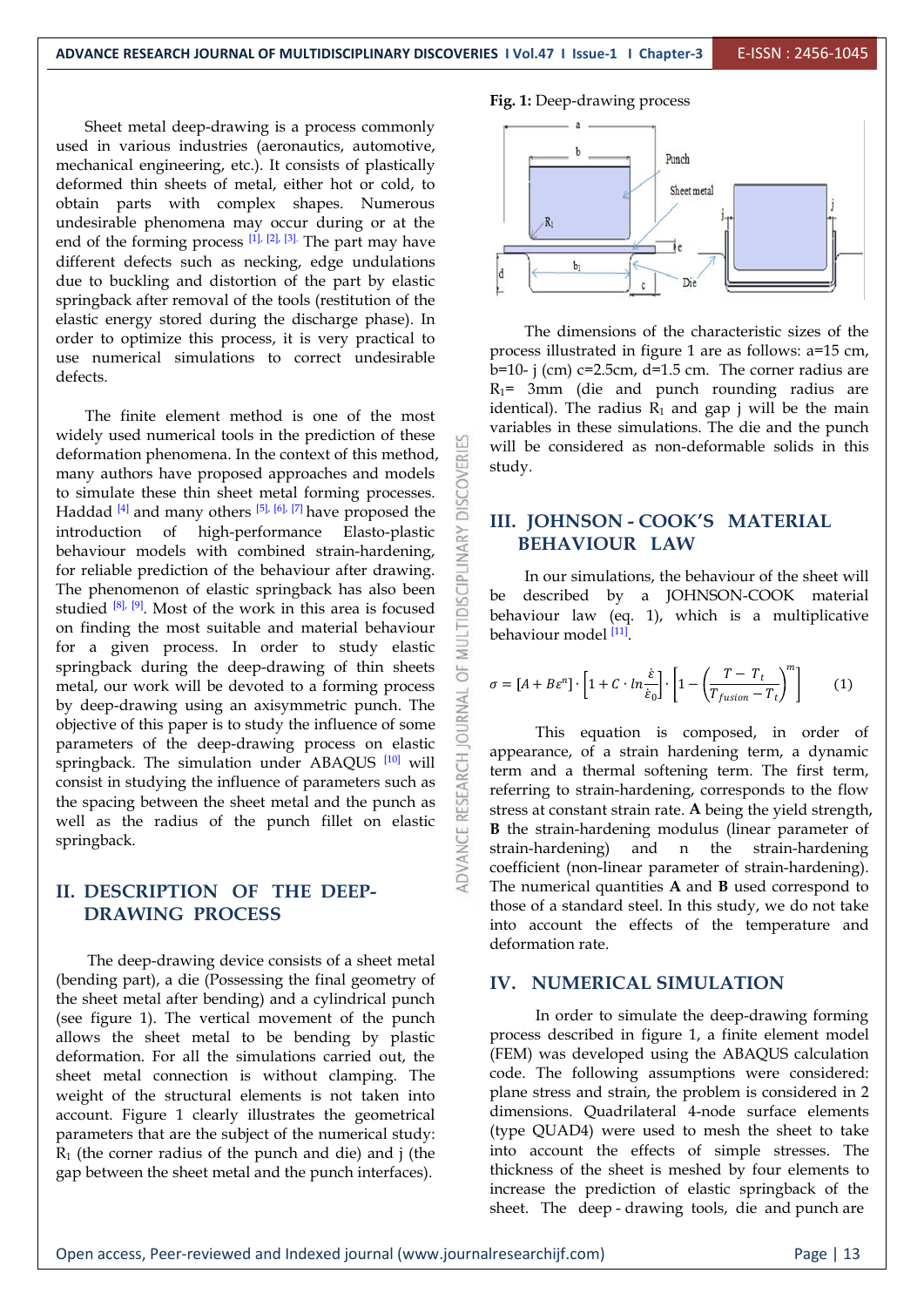Sheet metal deep-drawing is a process commonly used in various industries (aeronautics, automotive, mechanical engineering, etc.). It consists of plastically deformed thin sheets of metal, either hot or cold, to obtain parts with complex shapes. Numerous undesirable phenomena may occur during or at the end of the forming process [1], [2], [3]. The part may have different defects such as necking, edge undulations due to buckling and distortion of the part by elastic springback after removal of the tools (restitution of the elastic energy stored during the discharge phase). In order to optimize this process, it is very practical to use numerical simulations to correct undesirable defects.

The finite element method is one of the most widely used numerical tools in the prediction of these deformation phenomena. In the context of this method, many authors have proposed approaches and models to simulate these thin sheet metal forming processes. Haddad [4] and many others [5], [6], [7] have proposed the introduction of high-performance Elasto-plastic behaviour models with combined strain-hardening, for reliable prediction of the behaviour after drawing. The phenomenon of elastic springback has also been studied [8], [9]. Most of the work in this area is focused on finding the most suitable and material behaviour for a given process. In order to study elastic springback during the deep-drawing of thin sheets metal, our work will be devoted to a forming process by deep-drawing using an axisymmetric punch. The objective of this paper is to study the influence of some parameters of the deep-drawing process on elastic springback. The simulation under ABAQUS [10] will consist in studying the influence of parameters such as the spacing between the sheet metal and the punch as well as the radius of the punch fillet on elastic springback.

## II. DESCRIPTION OF THE DEEP-DRAWING PROCESS

The deep-drawing device consists of a sheet metal (bending part), a die (Possessing the final geometry of the sheet metal after bending) and a cylindrical punch (see figure 1). The vertical movement of the punch allows the sheet metal to be bending by plastic deformation. For all the simulations carried out, the sheet metal connection is without clamping. The weight of the structural elements is not taken into account. Figure 1 clearly illustrates the geometrical parameters that are the subject of the numerical study: $R_1$ (the corner radius of the punch and die) and j (the gap between the sheet metal and the punch interfaces).

**Fig. 1:** Deep-drawing process

The dimensions of the characteristic sizes of the process illustrated in figure 1 are as follows: a=15 cm, b=10- j (cm) c=2.5cm, d=1.5 cm. The corner radius are $R_1$= 3mm (die and punch rounding radius are identical). The radius $R_1$ and gap j will be the main variables in these simulations. The die and the punch will be considered as non-deformable solids in this study.

## III. JOHNSON - COOK'S MATERIAL BEHAVIOUR LAW

In our simulations, the behaviour of the sheet will be described by a JOHNSON-COOK material behaviour law (eq. 1), which is a multiplicative behaviour model [11].

$$\sigma = [A + B\varepsilon^n] \cdot \left[1 + C \cdot \ln\frac{\dot{\varepsilon}}{\dot{\varepsilon}_0}\right] \cdot \left[1 - \left(\frac{T - T_t}{T_{fusion} - T_t}\right)^m\right] \quad (1)$$

This equation is composed, in order of appearance, of a strain hardening term, a dynamic term and a thermal softening term. The first term, referring to strain-hardening, corresponds to the flow stress at constant strain rate. **A** being the yield strength, **B** the strain-hardening modulus (linear parameter of strain-hardening) and n the strain-hardening coefficient (non-linear parameter of strain-hardening). The numerical quantities **A** and **B** used correspond to those of a standard steel. In this study, we do not take into account the effects of the temperature and deformation rate.

## IV. NUMERICAL SIMULATION

In order to simulate the deep-drawing forming process described in figure 1, a finite element model (FEM) was developed using the ABAQUS calculation code. The following assumptions were considered: plane stress and strain, the problem is considered in 2 dimensions. Quadrilateral 4-node surface elements (type QUAD4) were used to mesh the sheet to take into account the effects of simple stresses. The thickness of the sheet is meshed by four elements to increase the prediction of elastic springback of the sheet. The deep - drawing tools, die and punch are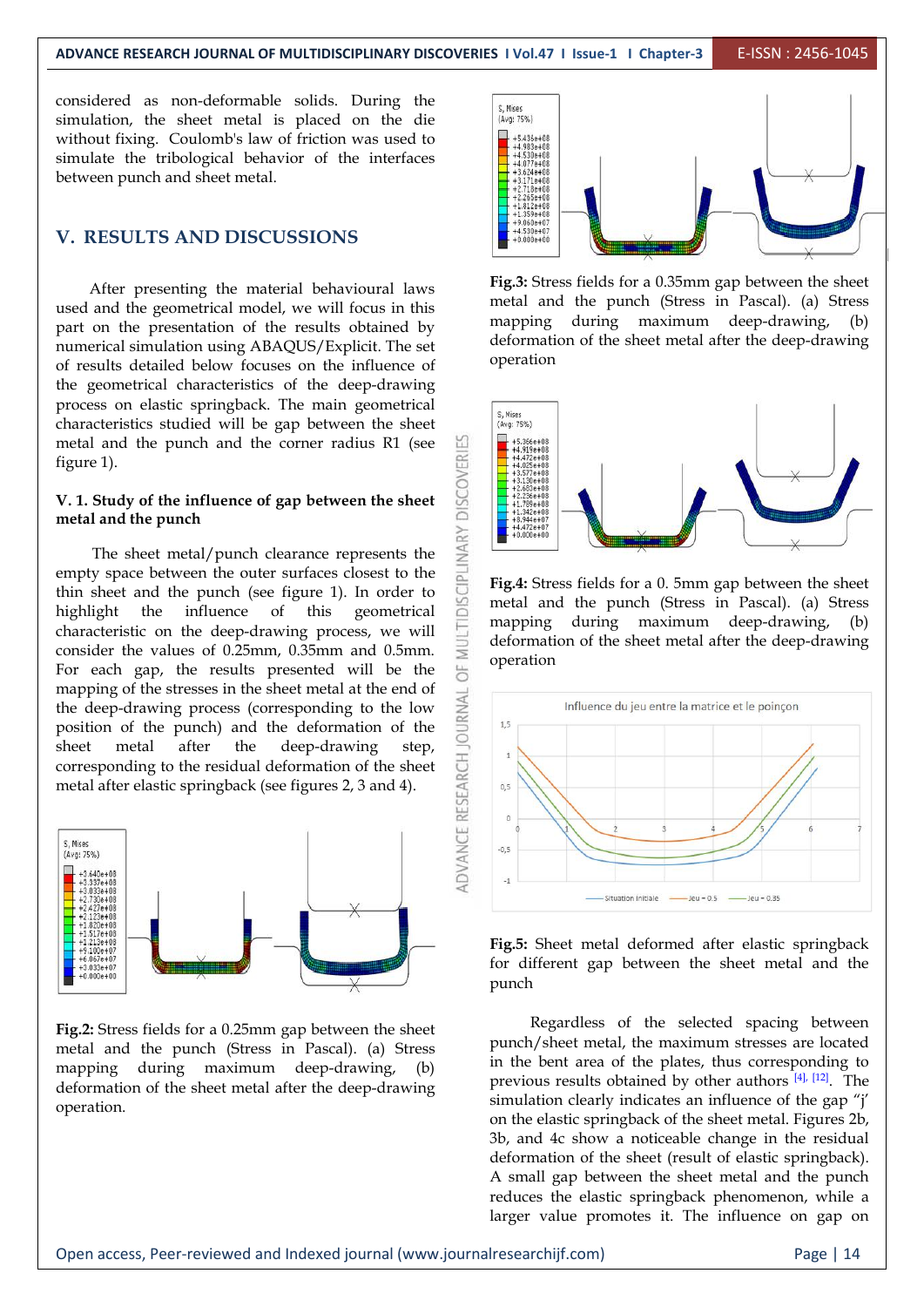considered as non-deformable solids. During the simulation, the sheet metal is placed on the die without fixing. Coulomb's law of friction was used to simulate the tribological behavior of the interfaces between punch and sheet metal.

## V. RESULTS AND DISCUSSIONS

After presenting the material behavioural laws used and the geometrical model, we will focus in this part on the presentation of the results obtained by numerical simulation using ABAQUS/Explicit. The set of results detailed below focuses on the influence of the geometrical characteristics of the deep-drawing process on elastic springback. The main geometrical characteristics studied will be gap between the sheet metal and the punch and the corner radius R1 (see figure 1).

### V. 1. Study of the influence of gap between the sheet metal and the punch

The sheet metal/punch clearance represents the empty space between the outer surfaces closest to the thin sheet and the punch (see figure 1). In order to highlight the influence of this geometrical characteristic on the deep-drawing process, we will consider the values of 0.25mm, 0.35mm and 0.5mm. For each gap, the results presented will be the mapping of the stresses in the sheet metal at the end of the deep-drawing process (corresponding to the low position of the punch) and the deformation of the sheet metal after the deep-drawing step, corresponding to the residual deformation of the sheet metal after elastic springback (see figures 2, 3 and 4).

**Fig.2:** Stress fields for a 0.25mm gap between the sheet metal and the punch (Stress in Pascal). (a) Stress mapping during maximum deep-drawing, (b) deformation of the sheet metal after the deep-drawing operation.

**Fig.3:** Stress fields for a 0.35mm gap between the sheet metal and the punch (Stress in Pascal). (a) Stress mapping during maximum deep-drawing, (b) deformation of the sheet metal after the deep-drawing operation

**Fig.4:** Stress fields for a 0. 5mm gap between the sheet metal and the punch (Stress in Pascal). (a) Stress mapping during maximum deep-drawing, (b) deformation of the sheet metal after the deep-drawing operation

**Fig.5:** Sheet metal deformed after elastic springback for different gap between the sheet metal and the punch

Regardless of the selected spacing between punch/sheet metal, the maximum stresses are located in the bent area of the plates, thus corresponding to previous results obtained by other authors [4], [12]. The simulation clearly indicates an influence of the gap "j' on the elastic springback of the sheet metal. Figures 2b, 3b, and 4c show a noticeable change in the residual deformation of the sheet (result of elastic springback). A small gap between the sheet metal and the punch reduces the elastic springback phenomenon, while a larger value promotes it. The influence on gap on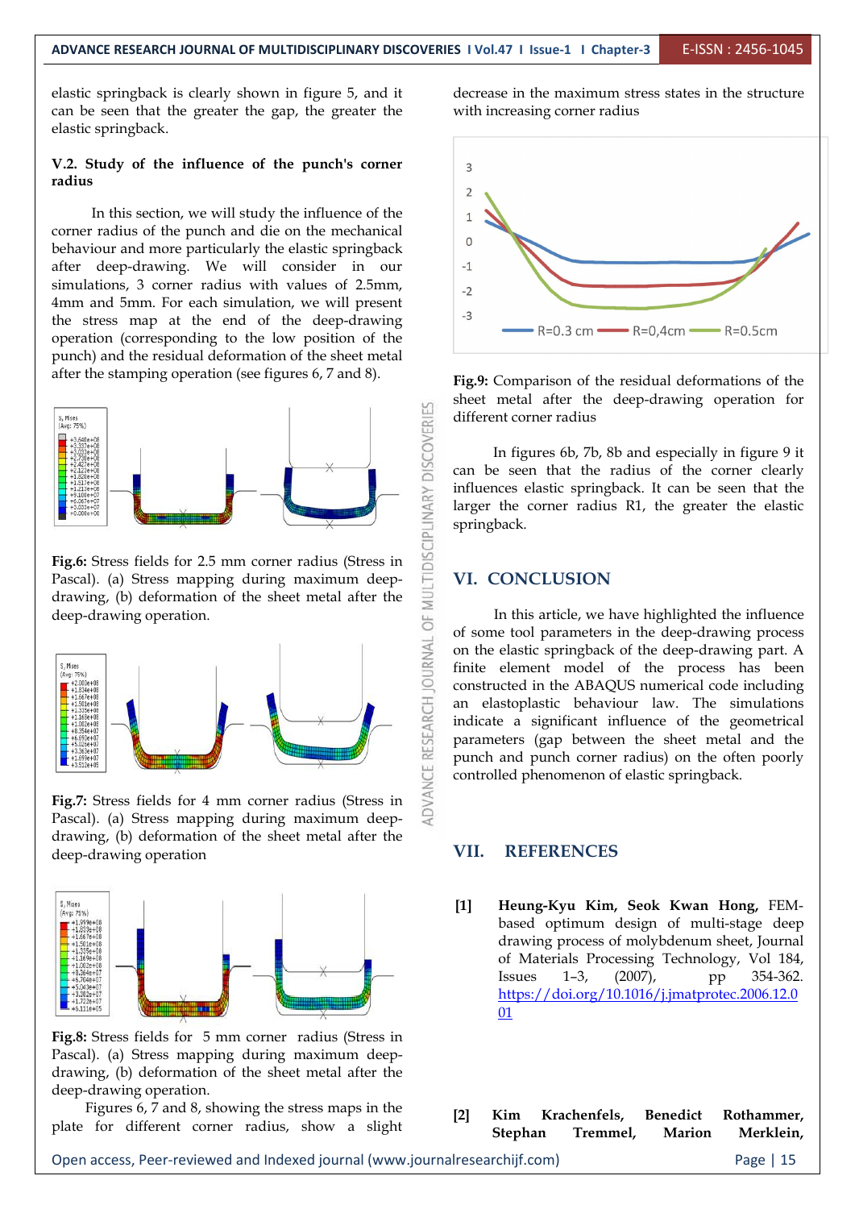elastic springback is clearly shown in figure 5, and it can be seen that the greater the gap, the greater the elastic springback.

### V.2. Study of the influence of the punch's corner radius

In this section, we will study the influence of the corner radius of the punch and die on the mechanical behaviour and more particularly the elastic springback after deep-drawing. We will consider in our simulations, 3 corner radius with values of 2.5mm, 4mm and 5mm. For each simulation, we will present the stress map at the end of the deep-drawing operation (corresponding to the low position of the punch) and the residual deformation of the sheet metal after the stamping operation (see figures 6, 7 and 8).

**Fig.6:** Stress fields for 2.5 mm corner radius (Stress in Pascal). (a) Stress mapping during maximum deep-drawing, (b) deformation of the sheet metal after the deep-drawing operation.

**Fig.7:** Stress fields for 4 mm corner radius (Stress in Pascal). (a) Stress mapping during maximum deep-drawing, (b) deformation of the sheet metal after the deep-drawing operation

**Fig.8:** Stress fields for 5 mm corner radius (Stress in Pascal). (a) Stress mapping during maximum deep-drawing, (b) deformation of the sheet metal after the deep-drawing operation.

Figures 6, 7 and 8, showing the stress maps in the plate for different corner radius, show a slight decrease in the maximum stress states in the structure with increasing corner radius

**Fig.9:** Comparison of the residual deformations of the sheet metal after the deep-drawing operation for different corner radius

In figures 6b, 7b, 8b and especially in figure 9 it can be seen that the radius of the corner clearly influences elastic springback. It can be seen that the larger the corner radius R1, the greater the elastic springback.

## VI. CONCLUSION

In this article, we have highlighted the influence of some tool parameters in the deep-drawing process on the elastic springback of the deep-drawing part. A finite element model of the process has been constructed in the ABAQUS numerical code including an elastoplastic behaviour law. The simulations indicate a significant influence of the geometrical parameters (gap between the sheet metal and the punch and punch corner radius) on the often poorly controlled phenomenon of elastic springback.

## VII. REFERENCES

[1] **Heung-Kyu Kim, Seok Kwan Hong,** FEM-based optimum design of multi-stage deep drawing process of molybdenum sheet, Journal of Materials Processing Technology, Vol 184, Issues 1–3, (2007), pp 354-362. https://doi.org/10.1016/j.jmatprotec.2006.12.001

[2] **Kim Krachenfels, Benedict Rothammer, Stephan Tremmel, Marion Merklein,**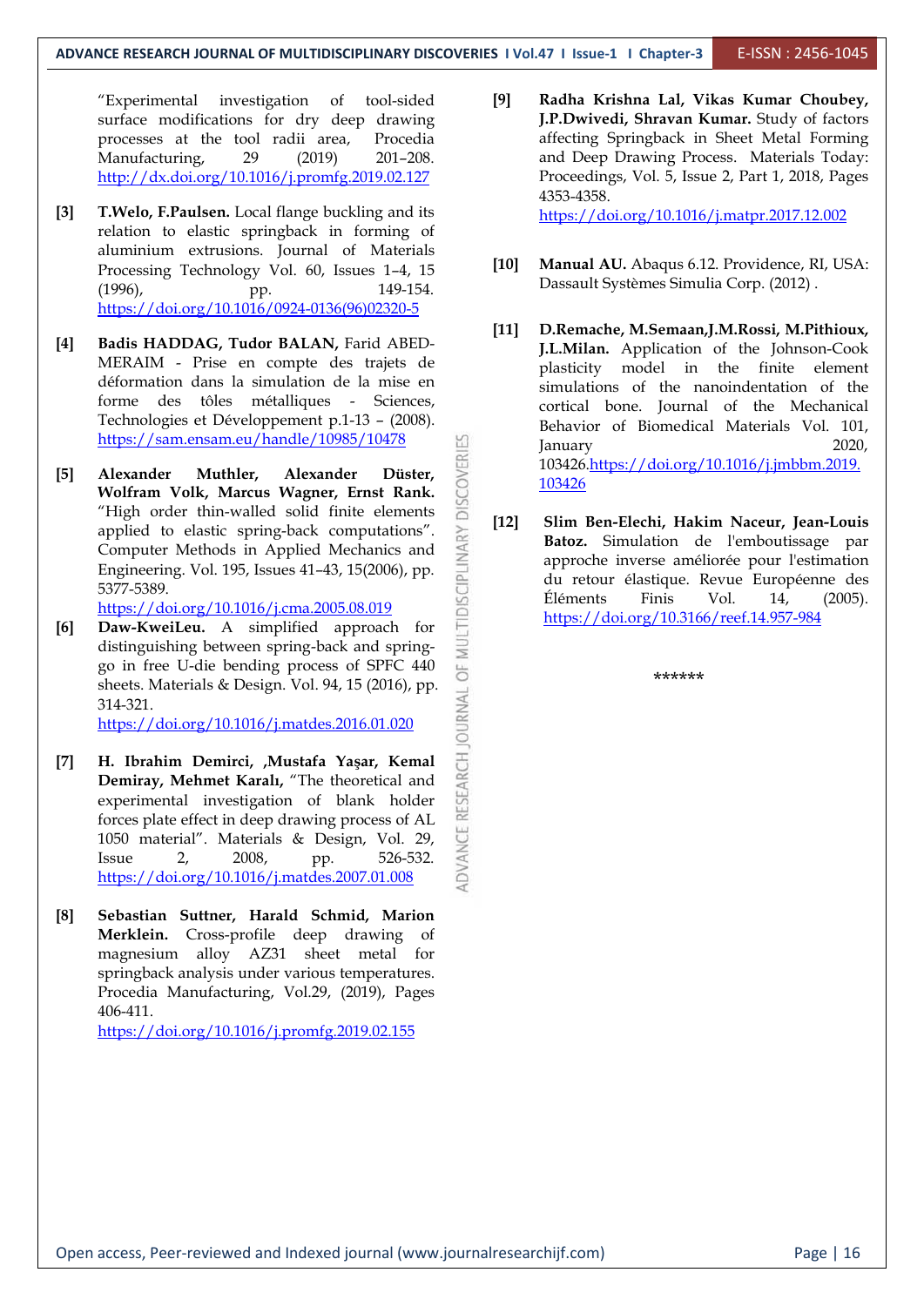"Experimental investigation of tool-sided surface modifications for dry deep drawing processes at the tool radii area, Procedia Manufacturing, 29 (2019) 201–208. http://dx.doi.org/10.1016/j.promfg.2019.02.127

**[3]** **T.Welo, F.Paulsen.** Local flange buckling and its relation to elastic springback in forming of aluminium extrusions. Journal of Materials Processing Technology Vol. 60, Issues 1–4, 15 (1996), pp. 149-154. https://doi.org/10.1016/0924-0136(96)02320-5

**[4]** **Badis HADDAG, Tudor BALAN,** Farid ABED-MERAIM - Prise en compte des trajets de déformation dans la simulation de la mise en forme des tôles métalliques - Sciences, Technologies et Développement p.1-13 – (2008). https://sam.ensam.eu/handle/10985/10478

**[5]** **Alexander Muthler, Alexander Düster, Wolfram Volk, Marcus Wagner, Ernst Rank.** "High order thin-walled solid finite elements applied to elastic spring-back computations". Computer Methods in Applied Mechanics and Engineering. Vol. 195, Issues 41–43, 15(2006), pp. 5377-5389. https://doi.org/10.1016/j.cma.2005.08.019

**[6]** **Daw-KweiLeu.** A simplified approach for distinguishing between spring-back and spring-go in free U-die bending process of SPFC 440 sheets. Materials & Design. Vol. 94, 15 (2016), pp. 314-321. https://doi.org/10.1016/j.matdes.2016.01.020

**[7]** **H. Ibrahim Demirci, ,Mustafa Yaşar, Kemal Demiray, Mehmet Karalı,** "The theoretical and experimental investigation of blank holder forces plate effect in deep drawing process of AL 1050 material". Materials & Design, Vol. 29, Issue 2, 2008, pp. 526-532. https://doi.org/10.1016/j.matdes.2007.01.008

**[8]** **Sebastian Suttner, Harald Schmid, Marion Merklein.** Cross-profile deep drawing of magnesium alloy AZ31 sheet metal for springback analysis under various temperatures. Procedia Manufacturing, Vol.29, (2019), Pages 406-411. https://doi.org/10.1016/j.promfg.2019.02.155

**[9]** **Radha Krishna Lal, Vikas Kumar Choubey, J.P.Dwivedi, Shravan Kumar.** Study of factors affecting Springback in Sheet Metal Forming and Deep Drawing Process. Materials Today: Proceedings, Vol. 5, Issue 2, Part 1, 2018, Pages 4353-4358. https://doi.org/10.1016/j.matpr.2017.12.002

**[10]** **Manual AU.** Abaqus 6.12. Providence, RI, USA: Dassault Systèmes Simulia Corp. (2012) .

**[11]** **D.Remache, M.Semaan,J.M.Rossi, M.Pithioux, J.L.Milan.** Application of the Johnson-Cook plasticity model in the finite element simulations of the nanoindentation of the cortical bone. Journal of the Mechanical Behavior of Biomedical Materials Vol. 101, January 2020, 103426.https://doi.org/10.1016/j.jmbbm.2019.103426

**[12]** **Slim Ben-Elechi, Hakim Naceur, Jean-Louis Batoz.** Simulation de l'emboutissage par approche inverse améliorée pour l'estimation du retour élastique. Revue Européenne des Éléments Finis Vol. 14, (2005). https://doi.org/10.3166/reef.14.957-984

******